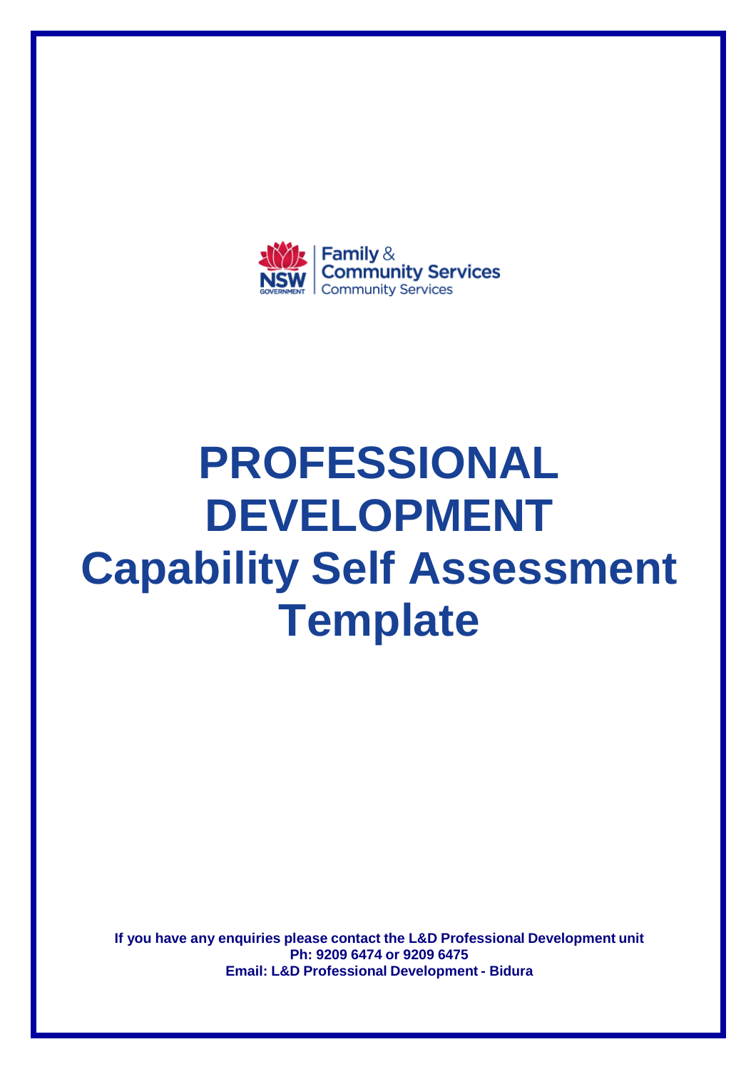NSW GOVERNMENT | Family & Community Services
Community Services

# PROFESSIONAL DEVELOPMENT
# Capability Self Assessment Template

**If you have any enquiries please contact the L&D Professional Development unit**
**Ph: 9209 6474 or 9209 6475**
**Email: L&D Professional Development - Bidura**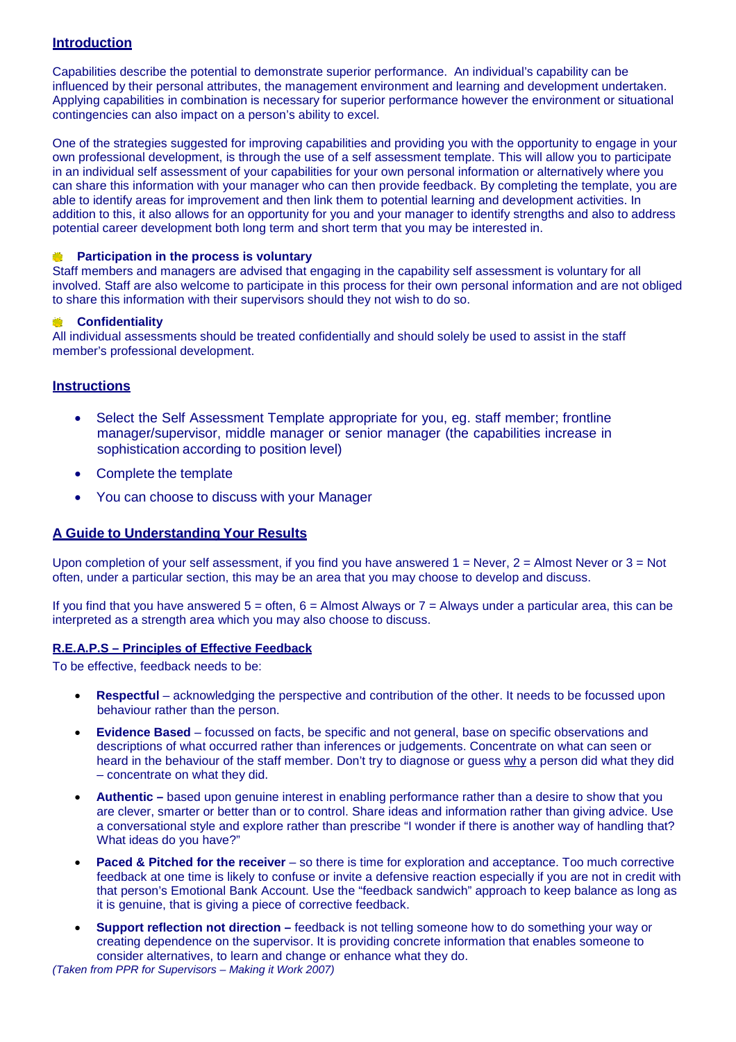## Introduction

Capabilities describe the potential to demonstrate superior performance. An individual's capability can be influenced by their personal attributes, the management environment and learning and development undertaken. Applying capabilities in combination is necessary for superior performance however the environment or situational contingencies can also impact on a person's ability to excel.

One of the strategies suggested for improving capabilities and providing you with the opportunity to engage in your own professional development, is through the use of a self assessment template. This will allow you to participate in an individual self assessment of your capabilities for your own personal information or alternatively where you can share this information with your manager who can then provide feedback. By completing the template, you are able to identify areas for improvement and then link them to potential learning and development activities. In addition to this, it also allows for an opportunity for you and your manager to identify strengths and also to address potential career development both long term and short term that you may be interested in.

- **Participation in the process is voluntary**

Staff members and managers are advised that engaging in the capability self assessment is voluntary for all involved. Staff are also welcome to participate in this process for their own personal information and are not obliged to share this information with their supervisors should they not wish to do so.

- **Confidentiality**

All individual assessments should be treated confidentially and should solely be used to assist in the staff member's professional development.

## Instructions

- Select the Self Assessment Template appropriate for you, eg. staff member; frontline manager/supervisor, middle manager or senior manager (the capabilities increase in sophistication according to position level)
- Complete the template
- You can choose to discuss with your Manager

## A Guide to Understanding Your Results

Upon completion of your self assessment, if you find you have answered 1 = Never, 2 = Almost Never or 3 = Not often, under a particular section, this may be an area that you may choose to develop and discuss.

If you find that you have answered 5 = often, 6 = Almost Always or 7 = Always under a particular area, this can be interpreted as a strength area which you may also choose to discuss.

### R.E.A.P.S – Principles of Effective Feedback

To be effective, feedback needs to be:

- **Respectful** – acknowledging the perspective and contribution of the other. It needs to be focussed upon behaviour rather than the person.
- **Evidence Based** – focussed on facts, be specific and not general, base on specific observations and descriptions of what occurred rather than inferences or judgements. Concentrate on what can seen or heard in the behaviour of the staff member. Don't try to diagnose or guess why a person did what they did – concentrate on what they did.
- **Authentic –** based upon genuine interest in enabling performance rather than a desire to show that you are clever, smarter or better than or to control. Share ideas and information rather than giving advice. Use a conversational style and explore rather than prescribe "I wonder if there is another way of handling that? What ideas do you have?"
- **Paced & Pitched for the receiver** – so there is time for exploration and acceptance. Too much corrective feedback at one time is likely to confuse or invite a defensive reaction especially if you are not in credit with that person's Emotional Bank Account. Use the "feedback sandwich" approach to keep balance as long as it is genuine, that is giving a piece of corrective feedback.
- **Support reflection not direction –** feedback is not telling someone how to do something your way or creating dependence on the supervisor. It is providing concrete information that enables someone to consider alternatives, to learn and change or enhance what they do.

*(Taken from PPR for Supervisors – Making it Work 2007)*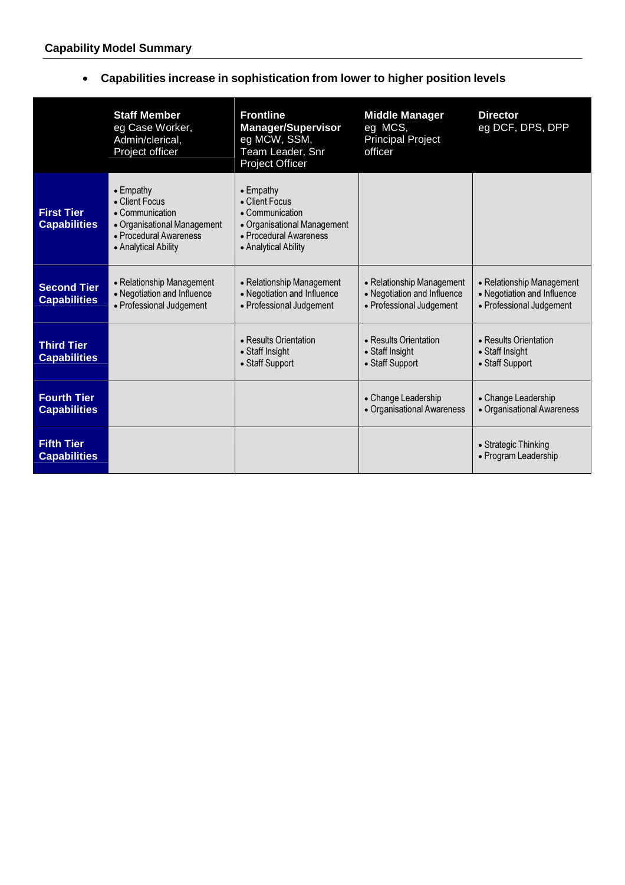## Capability Model Summary

- **Capabilities increase in sophistication from lower to higher position levels**

| | **Staff Member** eg Case Worker, Admin/clerical, Project officer | **Frontline Manager/Supervisor** eg MCW, SSM, Team Leader, Snr Project Officer | **Middle Manager** eg MCS, Principal Project officer | **Director** eg DCF, DPS, DPP |
|---|---|---|---|---|
| **First Tier Capabilities** | • Empathy<br>• Client Focus<br>• Communication<br>• Organisational Management<br>• Procedural Awareness<br>• Analytical Ability | • Empathy<br>• Client Focus<br>• Communication<br>• Organisational Management<br>• Procedural Awareness<br>• Analytical Ability | | |
| **Second Tier Capabilities** | • Relationship Management<br>• Negotiation and Influence<br>• Professional Judgement | • Relationship Management<br>• Negotiation and Influence<br>• Professional Judgement | • Relationship Management<br>• Negotiation and Influence<br>• Professional Judgement | • Relationship Management<br>• Negotiation and Influence<br>• Professional Judgement |
| **Third Tier Capabilities** | | • Results Orientation<br>• Staff Insight<br>• Staff Support | • Results Orientation<br>• Staff Insight<br>• Staff Support | • Results Orientation<br>• Staff Insight<br>• Staff Support |
| **Fourth Tier Capabilities** | | | • Change Leadership<br>• Organisational Awareness | • Change Leadership<br>• Organisational Awareness |
| **Fifth Tier Capabilities** | | | | • Strategic Thinking<br>• Program Leadership |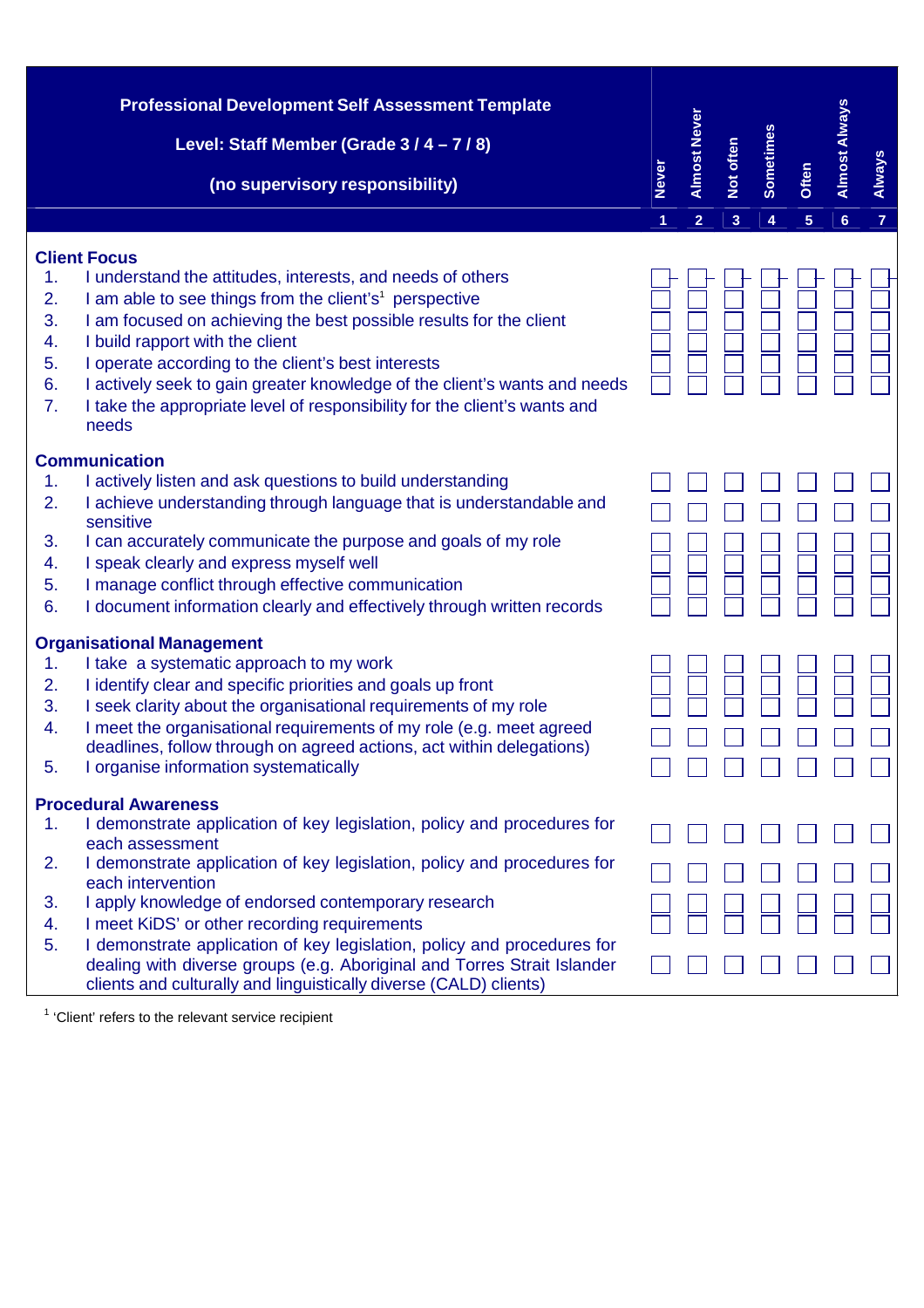| Professional Development Self Assessment Template<br>Level: Staff Member (Grade 3 / 4 – 7 / 8)<br>(no supervisory responsibility) | Never | Almost Never | Not often | Sometimes | Often | Almost Always | Always |
|---|---|---|---|---|---|---|---|
| | 1 | 2 | 3 | 4 | 5 | 6 | 7 |
| **Client Focus** | | | | | | | |
| 1. I understand the attitudes, interests, and needs of others | ☐ | ☐ | ☐ | ☐ | ☐ | ☐ | ☐ |
| 2. I am able to see things from the client's[1] perspective | ☐ | ☐ | ☐ | ☐ | ☐ | ☐ | ☐ |
| 3. I am focused on achieving the best possible results for the client | ☐ | ☐ | ☐ | ☐ | ☐ | ☐ | ☐ |
| 4. I build rapport with the client | ☐ | ☐ | ☐ | ☐ | ☐ | ☐ | ☐ |
| 5. I operate according to the client's best interests | ☐ | ☐ | ☐ | ☐ | ☐ | ☐ | ☐ |
| 6. I actively seek to gain greater knowledge of the client's wants and needs | ☐ | ☐ | ☐ | ☐ | ☐ | ☐ | ☐ |
| 7. I take the appropriate level of responsibility for the client's wants and needs | | | | | | | |
| **Communication** | | | | | | | |
| 1. I actively listen and ask questions to build understanding | ☐ | ☐ | ☐ | ☐ | ☐ | ☐ | ☐ |
| 2. I achieve understanding through language that is understandable and sensitive | ☐ | ☐ | ☐ | ☐ | ☐ | ☐ | ☐ |
| 3. I can accurately communicate the purpose and goals of my role | ☐ | ☐ | ☐ | ☐ | ☐ | ☐ | ☐ |
| 4. I speak clearly and express myself well | ☐ | ☐ | ☐ | ☐ | ☐ | ☐ | ☐ |
| 5. I manage conflict through effective communication | ☐ | ☐ | ☐ | ☐ | ☐ | ☐ | ☐ |
| 6. I document information clearly and effectively through written records | ☐ | ☐ | ☐ | ☐ | ☐ | ☐ | ☐ |
| **Organisational Management** | | | | | | | |
| 1. I take a systematic approach to my work | ☐ | ☐ | ☐ | ☐ | ☐ | ☐ | ☐ |
| 2. I identify clear and specific priorities and goals up front | ☐ | ☐ | ☐ | ☐ | ☐ | ☐ | ☐ |
| 3. I seek clarity about the organisational requirements of my role | ☐ | ☐ | ☐ | ☐ | ☐ | ☐ | ☐ |
| 4. I meet the organisational requirements of my role (e.g. meet agreed deadlines, follow through on agreed actions, act within delegations) | ☐ | ☐ | ☐ | ☐ | ☐ | ☐ | ☐ |
| 5. I organise information systematically | ☐ | ☐ | ☐ | ☐ | ☐ | ☐ | ☐ |
| **Procedural Awareness** | | | | | | | |
| 1. I demonstrate application of key legislation, policy and procedures for each assessment | ☐ | ☐ | ☐ | ☐ | ☐ | ☐ | ☐ |
| 2. I demonstrate application of key legislation, policy and procedures for each intervention | ☐ | ☐ | ☐ | ☐ | ☐ | ☐ | ☐ |
| 3. I apply knowledge of endorsed contemporary research | ☐ | ☐ | ☐ | ☐ | ☐ | ☐ | ☐ |
| 4. I meet KiDS' or other recording requirements | ☐ | ☐ | ☐ | ☐ | ☐ | ☐ | ☐ |
| 5. I demonstrate application of key legislation, policy and procedures for dealing with diverse groups (e.g. Aboriginal and Torres Strait Islander clients and culturally and linguistically diverse (CALD) clients) | ☐ | ☐ | ☐ | ☐ | ☐ | ☐ | ☐ |

[1] 'Client' refers to the relevant service recipient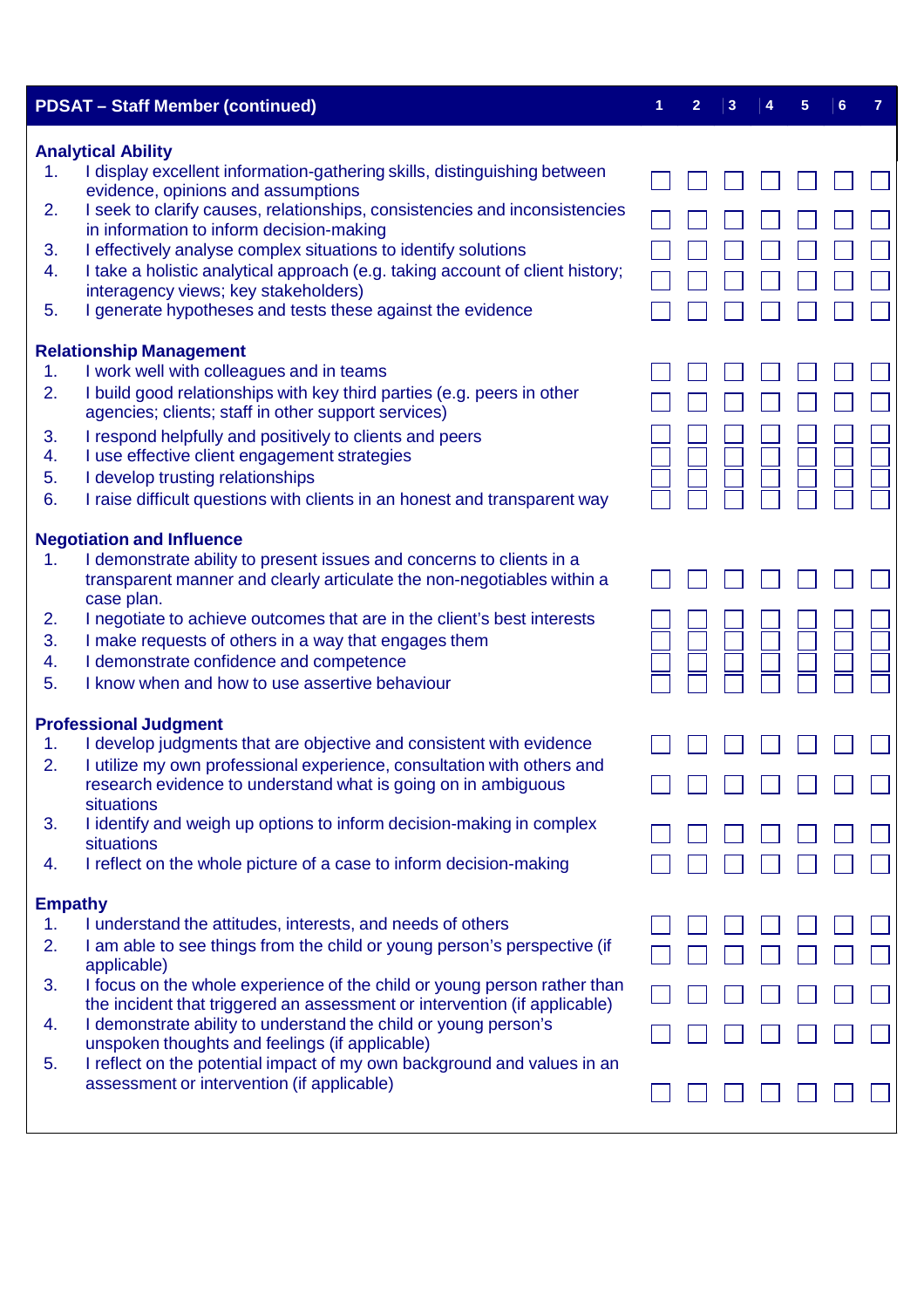| PDSAT – Staff Member (continued) | 1 | 2 | 3 | 4 | 5 | 6 | 7 |
|---|---|---|---|---|---|---|---|
| **Analytical Ability** | | | | | | | |
| 1. I display excellent information-gathering skills, distinguishing between evidence, opinions and assumptions | ☐ | ☐ | ☐ | ☐ | ☐ | ☐ | ☐ |
| 2. I seek to clarify causes, relationships, consistencies and inconsistencies in information to inform decision-making | ☐ | ☐ | ☐ | ☐ | ☐ | ☐ | ☐ |
| 3. I effectively analyse complex situations to identify solutions | ☐ | ☐ | ☐ | ☐ | ☐ | ☐ | ☐ |
| 4. I take a holistic analytical approach (e.g. taking account of client history; interagency views; key stakeholders) | ☐ | ☐ | ☐ | ☐ | ☐ | ☐ | ☐ |
| 5. I generate hypotheses and tests these against the evidence | ☐ | ☐ | ☐ | ☐ | ☐ | ☐ | ☐ |
| **Relationship Management** | | | | | | | |
| 1. I work well with colleagues and in teams | ☐ | ☐ | ☐ | ☐ | ☐ | ☐ | ☐ |
| 2. I build good relationships with key third parties (e.g. peers in other agencies; clients; staff in other support services) | ☐ | ☐ | ☐ | ☐ | ☐ | ☐ | ☐ |
| 3. I respond helpfully and positively to clients and peers | ☐ | ☐ | ☐ | ☐ | ☐ | ☐ | ☐ |
| 4. I use effective client engagement strategies | ☐ | ☐ | ☐ | ☐ | ☐ | ☐ | ☐ |
| 5. I develop trusting relationships | ☐ | ☐ | ☐ | ☐ | ☐ | ☐ | ☐ |
| 6. I raise difficult questions with clients in an honest and transparent way | ☐ | ☐ | ☐ | ☐ | ☐ | ☐ | ☐ |
| **Negotiation and Influence** | | | | | | | |
| 1. I demonstrate ability to present issues and concerns to clients in a transparent manner and clearly articulate the non-negotiables within a case plan. | ☐ | ☐ | ☐ | ☐ | ☐ | ☐ | ☐ |
| 2. I negotiate to achieve outcomes that are in the client's best interests | ☐ | ☐ | ☐ | ☐ | ☐ | ☐ | ☐ |
| 3. I make requests of others in a way that engages them | ☐ | ☐ | ☐ | ☐ | ☐ | ☐ | ☐ |
| 4. I demonstrate confidence and competence | ☐ | ☐ | ☐ | ☐ | ☐ | ☐ | ☐ |
| 5. I know when and how to use assertive behaviour | ☐ | ☐ | ☐ | ☐ | ☐ | ☐ | ☐ |
| **Professional Judgment** | | | | | | | |
| 1. I develop judgments that are objective and consistent with evidence | ☐ | ☐ | ☐ | ☐ | ☐ | ☐ | ☐ |
| 2. I utilize my own professional experience, consultation with others and research evidence to understand what is going on in ambiguous situations | ☐ | ☐ | ☐ | ☐ | ☐ | ☐ | ☐ |
| 3. I identify and weigh up options to inform decision-making in complex situations | ☐ | ☐ | ☐ | ☐ | ☐ | ☐ | ☐ |
| 4. I reflect on the whole picture of a case to inform decision-making | ☐ | ☐ | ☐ | ☐ | ☐ | ☐ | ☐ |
| **Empathy** | | | | | | | |
| 1. I understand the attitudes, interests, and needs of others | ☐ | ☐ | ☐ | ☐ | ☐ | ☐ | ☐ |
| 2. I am able to see things from the child or young person's perspective (if applicable) | ☐ | ☐ | ☐ | ☐ | ☐ | ☐ | ☐ |
| 3. I focus on the whole experience of the child or young person rather than the incident that triggered an assessment or intervention (if applicable) | ☐ | ☐ | ☐ | ☐ | ☐ | ☐ | ☐ |
| 4. I demonstrate ability to understand the child or young person's unspoken thoughts and feelings (if applicable) | ☐ | ☐ | ☐ | ☐ | ☐ | ☐ | ☐ |
| 5. I reflect on the potential impact of my own background and values in an assessment or intervention (if applicable) | ☐ | ☐ | ☐ | ☐ | ☐ | ☐ | ☐ |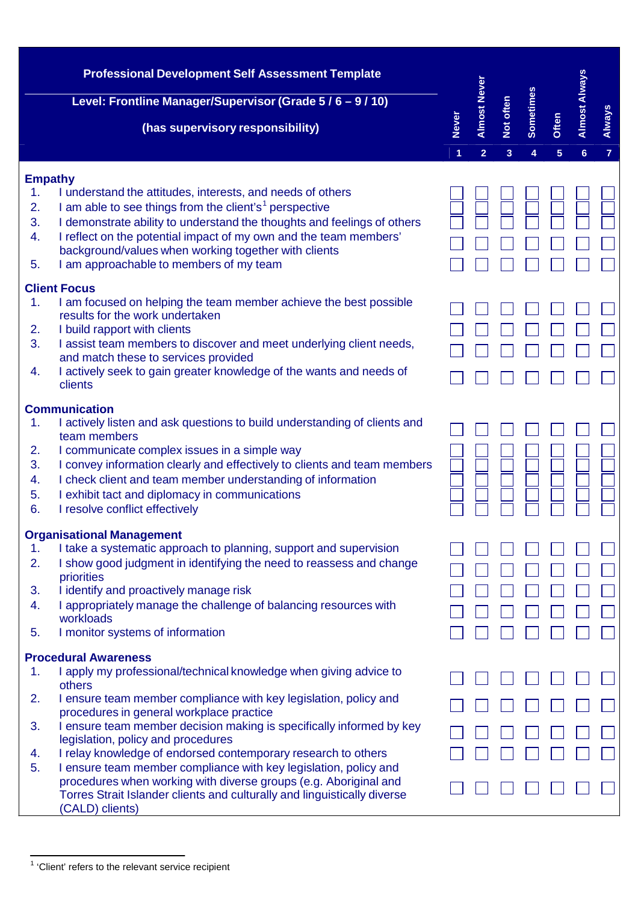| Professional Development Self Assessment Template<br>Level: Frontline Manager/Supervisor (Grade 5 / 6 – 9 / 10)<br>(has supervisory responsibility) | Never | Almost Never | Not often | Sometimes | Often | Almost Always | Always |
|---|---|---|---|---|---|---|---|
| | 1 | 2 | 3 | 4 | 5 | 6 | 7 |
| **Empathy** | | | | | | | |
| 1. I understand the attitudes, interests, and needs of others | ☐ | ☐ | ☐ | ☐ | ☐ | ☐ | ☐ |
| 2. I am able to see things from the client's[1] perspective | ☐ | ☐ | ☐ | ☐ | ☐ | ☐ | ☐ |
| 3. I demonstrate ability to understand the thoughts and feelings of others | ☐ | ☐ | ☐ | ☐ | ☐ | ☐ | ☐ |
| 4. I reflect on the potential impact of my own and the team members' background/values when working together with clients | ☐ | ☐ | ☐ | ☐ | ☐ | ☐ | ☐ |
| 5. I am approachable to members of my team | ☐ | ☐ | ☐ | ☐ | ☐ | ☐ | ☐ |
| **Client Focus** | | | | | | | |
| 1. I am focused on helping the team member achieve the best possible results for the work undertaken | ☐ | ☐ | ☐ | ☐ | ☐ | ☐ | ☐ |
| 2. I build rapport with clients | ☐ | ☐ | ☐ | ☐ | ☐ | ☐ | ☐ |
| 3. I assist team members to discover and meet underlying client needs, and match these to services provided | ☐ | ☐ | ☐ | ☐ | ☐ | ☐ | ☐ |
| 4. I actively seek to gain greater knowledge of the wants and needs of clients | ☐ | ☐ | ☐ | ☐ | ☐ | ☐ | ☐ |
| **Communication** | | | | | | | |
| 1. I actively listen and ask questions to build understanding of clients and team members | ☐ | ☐ | ☐ | ☐ | ☐ | ☐ | ☐ |
| 2. I communicate complex issues in a simple way | ☐ | ☐ | ☐ | ☐ | ☐ | ☐ | ☐ |
| 3. I convey information clearly and effectively to clients and team members | ☐ | ☐ | ☐ | ☐ | ☐ | ☐ | ☐ |
| 4. I check client and team member understanding of information | ☐ | ☐ | ☐ | ☐ | ☐ | ☐ | ☐ |
| 5. I exhibit tact and diplomacy in communications | ☐ | ☐ | ☐ | ☐ | ☐ | ☐ | ☐ |
| 6. I resolve conflict effectively | ☐ | ☐ | ☐ | ☐ | ☐ | ☐ | ☐ |
| **Organisational Management** | | | | | | | |
| 1. I take a systematic approach to planning, support and supervision | ☐ | ☐ | ☐ | ☐ | ☐ | ☐ | ☐ |
| 2. I show good judgment in identifying the need to reassess and change priorities | ☐ | ☐ | ☐ | ☐ | ☐ | ☐ | ☐ |
| 3. I identify and proactively manage risk | ☐ | ☐ | ☐ | ☐ | ☐ | ☐ | ☐ |
| 4. I appropriately manage the challenge of balancing resources with workloads | ☐ | ☐ | ☐ | ☐ | ☐ | ☐ | ☐ |
| 5. I monitor systems of information | ☐ | ☐ | ☐ | ☐ | ☐ | ☐ | ☐ |
| **Procedural Awareness** | | | | | | | |
| 1. I apply my professional/technical knowledge when giving advice to others | ☐ | ☐ | ☐ | ☐ | ☐ | ☐ | ☐ |
| 2. I ensure team member compliance with key legislation, policy and procedures in general workplace practice | ☐ | ☐ | ☐ | ☐ | ☐ | ☐ | ☐ |
| 3. I ensure team member decision making is specifically informed by key legislation, policy and procedures | ☐ | ☐ | ☐ | ☐ | ☐ | ☐ | ☐ |
| 4. I relay knowledge of endorsed contemporary research to others | ☐ | ☐ | ☐ | ☐ | ☐ | ☐ | ☐ |
| 5. I ensure team member compliance with key legislation, policy and procedures when working with diverse groups (e.g. Aboriginal and Torres Strait Islander clients and culturally and linguistically diverse (CALD) clients) | ☐ | ☐ | ☐ | ☐ | ☐ | ☐ | ☐ |

[1] 'Client' refers to the relevant service recipient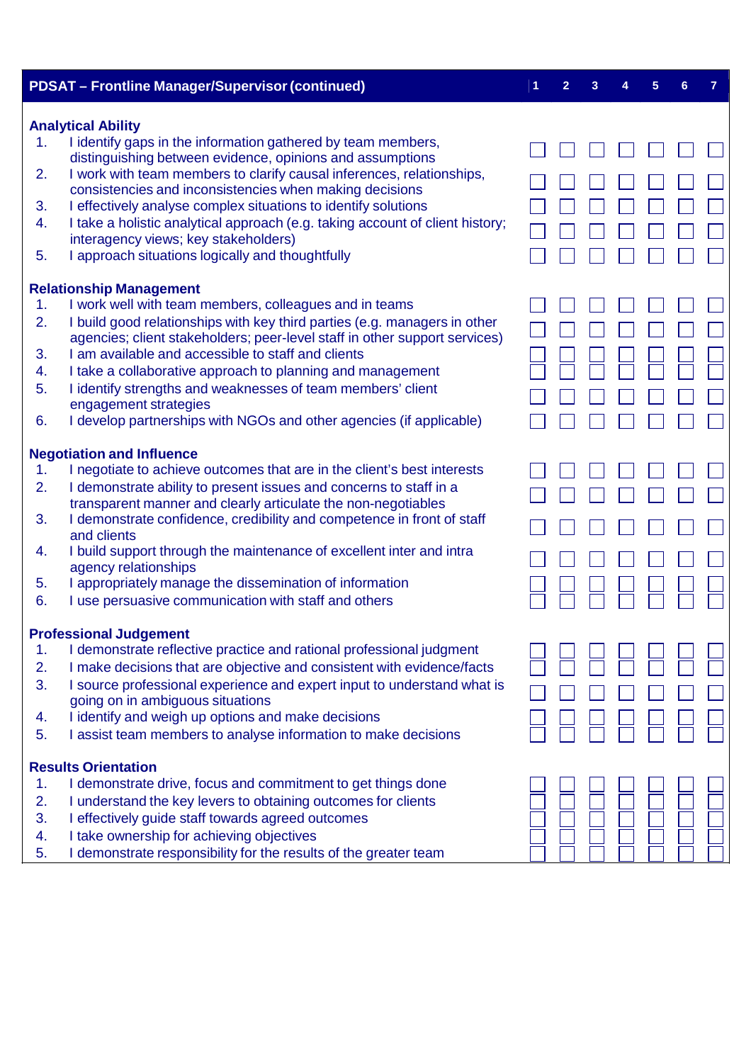| PDSAT – Frontline Manager/Supervisor (continued) | 1 | 2 | 3 | 4 | 5 | 6 | 7 |
|---|---|---|---|---|---|---|---|
| **Analytical Ability** | | | | | | | |
| 1. I identify gaps in the information gathered by team members, distinguishing between evidence, opinions and assumptions | ☐ | ☐ | ☐ | ☐ | ☐ | ☐ | ☐ |
| 2. I work with team members to clarify causal inferences, relationships, consistencies and inconsistencies when making decisions | ☐ | ☐ | ☐ | ☐ | ☐ | ☐ | ☐ |
| 3. I effectively analyse complex situations to identify solutions | ☐ | ☐ | ☐ | ☐ | ☐ | ☐ | ☐ |
| 4. I take a holistic analytical approach (e.g. taking account of client history; interagency views; key stakeholders) | ☐ | ☐ | ☐ | ☐ | ☐ | ☐ | ☐ |
| 5. I approach situations logically and thoughtfully | ☐ | ☐ | ☐ | ☐ | ☐ | ☐ | ☐ |
| **Relationship Management** | | | | | | | |
| 1. I work well with team members, colleagues and in teams | ☐ | ☐ | ☐ | ☐ | ☐ | ☐ | ☐ |
| 2. I build good relationships with key third parties (e.g. managers in other agencies; client stakeholders; peer-level staff in other support services) | ☐ | ☐ | ☐ | ☐ | ☐ | ☐ | ☐ |
| 3. I am available and accessible to staff and clients | ☐ | ☐ | ☐ | ☐ | ☐ | ☐ | ☐ |
| 4. I take a collaborative approach to planning and management | ☐ | ☐ | ☐ | ☐ | ☐ | ☐ | ☐ |
| 5. I identify strengths and weaknesses of team members' client engagement strategies | ☐ | ☐ | ☐ | ☐ | ☐ | ☐ | ☐ |
| 6. I develop partnerships with NGOs and other agencies (if applicable) | ☐ | ☐ | ☐ | ☐ | ☐ | ☐ | ☐ |
| **Negotiation and Influence** | | | | | | | |
| 1. I negotiate to achieve outcomes that are in the client's best interests | ☐ | ☐ | ☐ | ☐ | ☐ | ☐ | ☐ |
| 2. I demonstrate ability to present issues and concerns to staff in a transparent manner and clearly articulate the non-negotiables | ☐ | ☐ | ☐ | ☐ | ☐ | ☐ | ☐ |
| 3. I demonstrate confidence, credibility and competence in front of staff and clients | ☐ | ☐ | ☐ | ☐ | ☐ | ☐ | ☐ |
| 4. I build support through the maintenance of excellent inter and intra agency relationships | ☐ | ☐ | ☐ | ☐ | ☐ | ☐ | ☐ |
| 5. I appropriately manage the dissemination of information | ☐ | ☐ | ☐ | ☐ | ☐ | ☐ | ☐ |
| 6. I use persuasive communication with staff and others | ☐ | ☐ | ☐ | ☐ | ☐ | ☐ | ☐ |
| **Professional Judgement** | | | | | | | |
| 1. I demonstrate reflective practice and rational professional judgment | ☐ | ☐ | ☐ | ☐ | ☐ | ☐ | ☐ |
| 2. I make decisions that are objective and consistent with evidence/facts | ☐ | ☐ | ☐ | ☐ | ☐ | ☐ | ☐ |
| 3. I source professional experience and expert input to understand what is going on in ambiguous situations | ☐ | ☐ | ☐ | ☐ | ☐ | ☐ | ☐ |
| 4. I identify and weigh up options and make decisions | ☐ | ☐ | ☐ | ☐ | ☐ | ☐ | ☐ |
| 5. I assist team members to analyse information to make decisions | ☐ | ☐ | ☐ | ☐ | ☐ | ☐ | ☐ |
| **Results Orientation** | | | | | | | |
| 1. I demonstrate drive, focus and commitment to get things done | ☐ | ☐ | ☐ | ☐ | ☐ | ☐ | ☐ |
| 2. I understand the key levers to obtaining outcomes for clients | ☐ | ☐ | ☐ | ☐ | ☐ | ☐ | ☐ |
| 3. I effectively guide staff towards agreed outcomes | ☐ | ☐ | ☐ | ☐ | ☐ | ☐ | ☐ |
| 4. I take ownership for achieving objectives | ☐ | ☐ | ☐ | ☐ | ☐ | ☐ | ☐ |
| 5. I demonstrate responsibility for the results of the greater team | ☐ | ☐ | ☐ | ☐ | ☐ | ☐ | ☐ |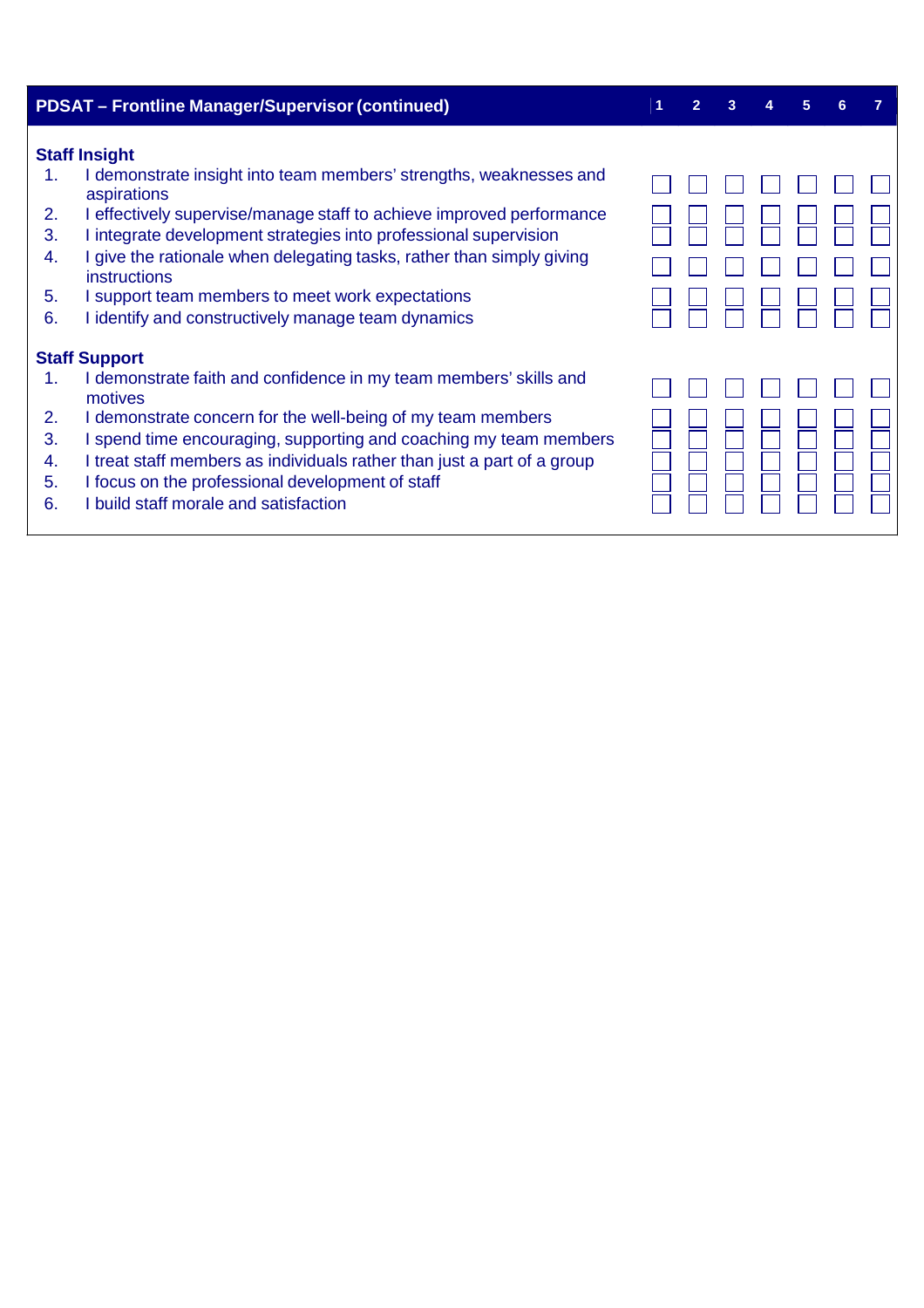| PDSAT – Frontline Manager/Supervisor (continued) | 1 | 2 | 3 | 4 | 5 | 6 | 7 |
|---|---|---|---|---|---|---|---|
| **Staff Insight** | | | | | | | |
| 1. I demonstrate insight into team members' strengths, weaknesses and aspirations | ☐ | ☐ | ☐ | ☐ | ☐ | ☐ | ☐ |
| 2. I effectively supervise/manage staff to achieve improved performance | ☐ | ☐ | ☐ | ☐ | ☐ | ☐ | ☐ |
| 3. I integrate development strategies into professional supervision | ☐ | ☐ | ☐ | ☐ | ☐ | ☐ | ☐ |
| 4. I give the rationale when delegating tasks, rather than simply giving instructions | ☐ | ☐ | ☐ | ☐ | ☐ | ☐ | ☐ |
| 5. I support team members to meet work expectations | ☐ | ☐ | ☐ | ☐ | ☐ | ☐ | ☐ |
| 6. I identify and constructively manage team dynamics | ☐ | ☐ | ☐ | ☐ | ☐ | ☐ | ☐ |
| **Staff Support** | | | | | | | |
| 1. I demonstrate faith and confidence in my team members' skills and motives | ☐ | ☐ | ☐ | ☐ | ☐ | ☐ | ☐ |
| 2. I demonstrate concern for the well-being of my team members | ☐ | ☐ | ☐ | ☐ | ☐ | ☐ | ☐ |
| 3. I spend time encouraging, supporting and coaching my team members | ☐ | ☐ | ☐ | ☐ | ☐ | ☐ | ☐ |
| 4. I treat staff members as individuals rather than just a part of a group | ☐ | ☐ | ☐ | ☐ | ☐ | ☐ | ☐ |
| 5. I focus on the professional development of staff | ☐ | ☐ | ☐ | ☐ | ☐ | ☐ | ☐ |
| 6. I build staff morale and satisfaction | ☐ | ☐ | ☐ | ☐ | ☐ | ☐ | ☐ |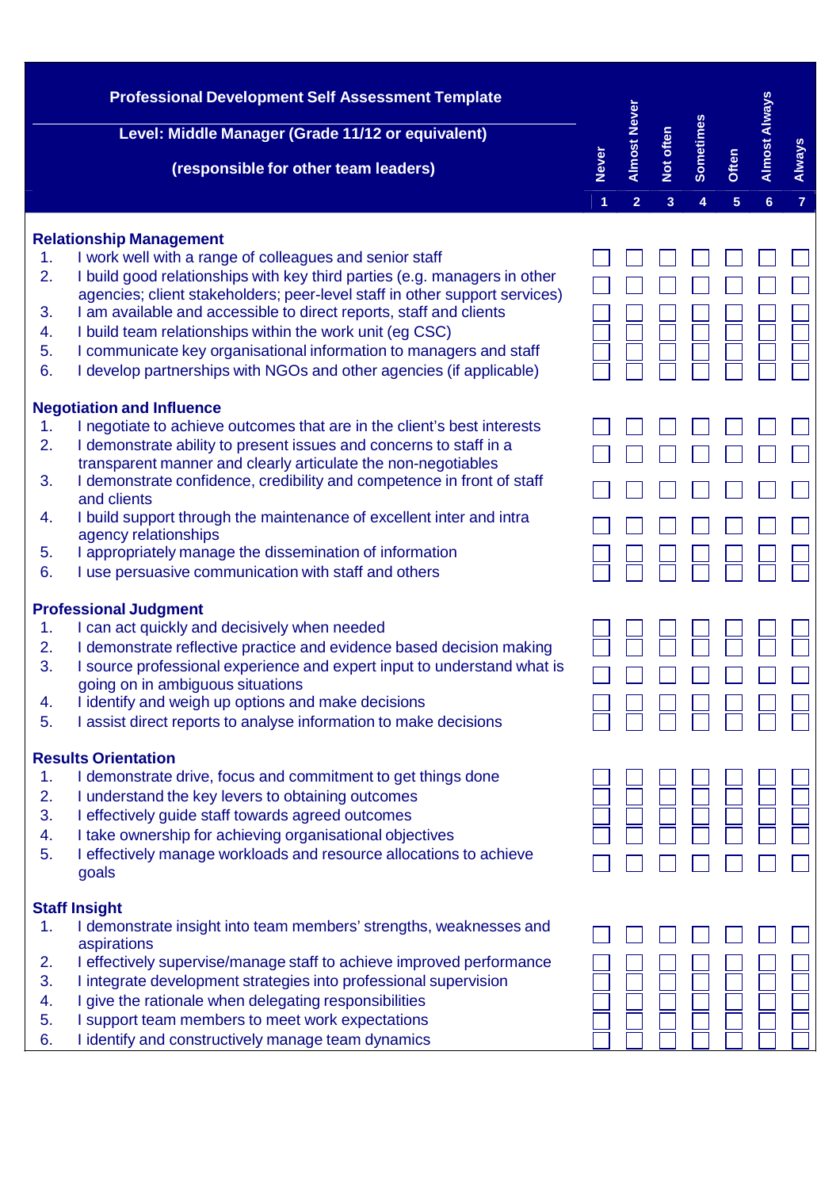# Professional Development Self Assessment Template

## Level: Middle Manager (Grade 11/12 or equivalent)

## (responsible for other team leaders)

| | Never | Almost Never | Not often | Sometimes | Often | Almost Always | Always |
|---|---|---|---|---|---|---|---|
| | 1 | 2 | 3 | 4 | 5 | 6 | 7 |
| **Relationship Management** | | | | | | | |
| 1. I work well with a range of colleagues and senior staff | ☐ | ☐ | ☐ | ☐ | ☐ | ☐ | ☐ |
| 2. I build good relationships with key third parties (e.g. managers in other agencies; client stakeholders; peer-level staff in other support services) | ☐ | ☐ | ☐ | ☐ | ☐ | ☐ | ☐ |
| 3. I am available and accessible to direct reports, staff and clients | ☐ | ☐ | ☐ | ☐ | ☐ | ☐ | ☐ |
| 4. I build team relationships within the work unit (eg CSC) | ☐ | ☐ | ☐ | ☐ | ☐ | ☐ | ☐ |
| 5. I communicate key organisational information to managers and staff | ☐ | ☐ | ☐ | ☐ | ☐ | ☐ | ☐ |
| 6. I develop partnerships with NGOs and other agencies (if applicable) | ☐ | ☐ | ☐ | ☐ | ☐ | ☐ | ☐ |
| **Negotiation and Influence** | | | | | | | |
| 1. I negotiate to achieve outcomes that are in the client's best interests | ☐ | ☐ | ☐ | ☐ | ☐ | ☐ | ☐ |
| 2. I demonstrate ability to present issues and concerns to staff in a transparent manner and clearly articulate the non-negotiables | ☐ | ☐ | ☐ | ☐ | ☐ | ☐ | ☐ |
| 3. I demonstrate confidence, credibility and competence in front of staff and clients | ☐ | ☐ | ☐ | ☐ | ☐ | ☐ | ☐ |
| 4. I build support through the maintenance of excellent inter and intra agency relationships | ☐ | ☐ | ☐ | ☐ | ☐ | ☐ | ☐ |
| 5. I appropriately manage the dissemination of information | ☐ | ☐ | ☐ | ☐ | ☐ | ☐ | ☐ |
| 6. I use persuasive communication with staff and others | ☐ | ☐ | ☐ | ☐ | ☐ | ☐ | ☐ |
| **Professional Judgment** | | | | | | | |
| 1. I can act quickly and decisively when needed | ☐ | ☐ | ☐ | ☐ | ☐ | ☐ | ☐ |
| 2. I demonstrate reflective practice and evidence based decision making | ☐ | ☐ | ☐ | ☐ | ☐ | ☐ | ☐ |
| 3. I source professional experience and expert input to understand what is going on in ambiguous situations | ☐ | ☐ | ☐ | ☐ | ☐ | ☐ | ☐ |
| 4. I identify and weigh up options and make decisions | ☐ | ☐ | ☐ | ☐ | ☐ | ☐ | ☐ |
| 5. I assist direct reports to analyse information to make decisions | ☐ | ☐ | ☐ | ☐ | ☐ | ☐ | ☐ |
| **Results Orientation** | | | | | | | |
| 1. I demonstrate drive, focus and commitment to get things done | ☐ | ☐ | ☐ | ☐ | ☐ | ☐ | ☐ |
| 2. I understand the key levers to obtaining outcomes | ☐ | ☐ | ☐ | ☐ | ☐ | ☐ | ☐ |
| 3. I effectively guide staff towards agreed outcomes | ☐ | ☐ | ☐ | ☐ | ☐ | ☐ | ☐ |
| 4. I take ownership for achieving organisational objectives | ☐ | ☐ | ☐ | ☐ | ☐ | ☐ | ☐ |
| 5. I effectively manage workloads and resource allocations to achieve goals | ☐ | ☐ | ☐ | ☐ | ☐ | ☐ | ☐ |
| **Staff Insight** | | | | | | | |
| 1. I demonstrate insight into team members' strengths, weaknesses and aspirations | ☐ | ☐ | ☐ | ☐ | ☐ | ☐ | ☐ |
| 2. I effectively supervise/manage staff to achieve improved performance | ☐ | ☐ | ☐ | ☐ | ☐ | ☐ | ☐ |
| 3. I integrate development strategies into professional supervision | ☐ | ☐ | ☐ | ☐ | ☐ | ☐ | ☐ |
| 4. I give the rationale when delegating responsibilities | ☐ | ☐ | ☐ | ☐ | ☐ | ☐ | ☐ |
| 5. I support team members to meet work expectations | ☐ | ☐ | ☐ | ☐ | ☐ | ☐ | ☐ |
| 6. I identify and constructively manage team dynamics | ☐ | ☐ | ☐ | ☐ | ☐ | ☐ | ☐ |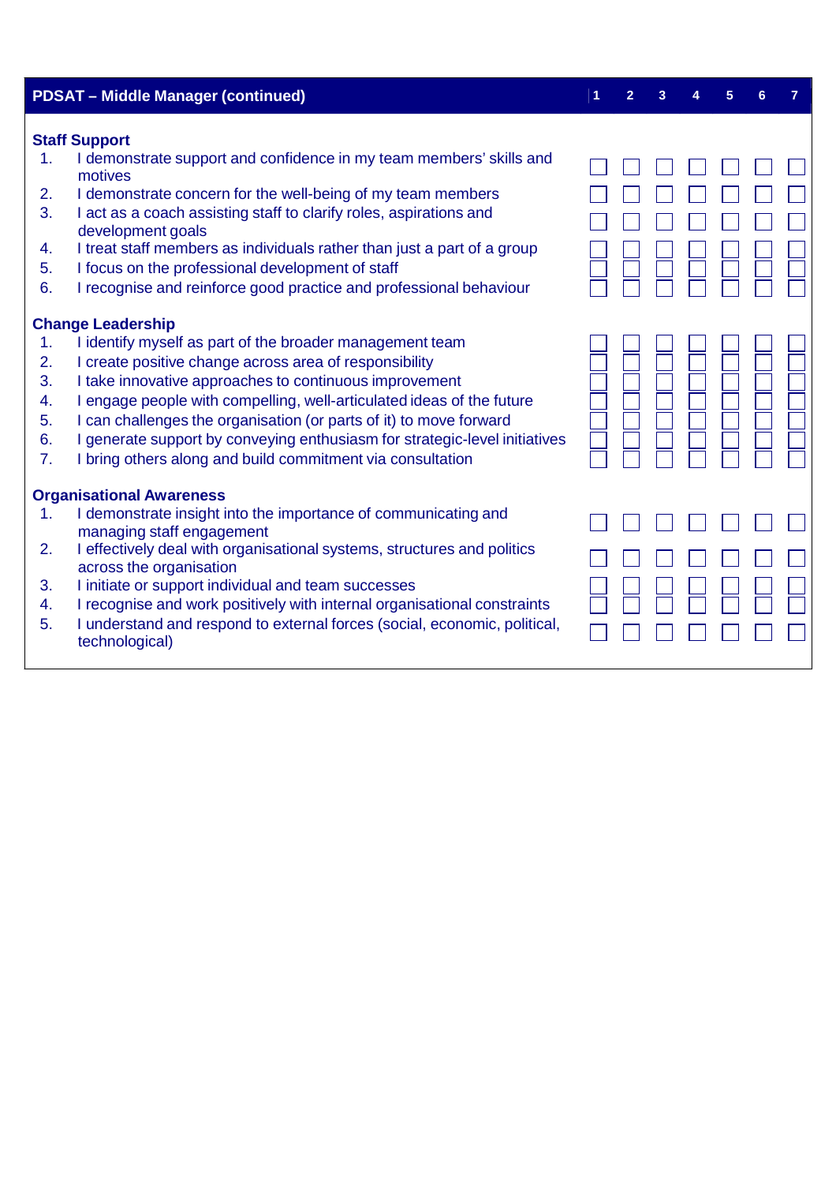| PDSAT – Middle Manager (continued) | 1 | 2 | 3 | 4 | 5 | 6 | 7 |
|---|---|---|---|---|---|---|---|
| **Staff Support** | | | | | | | |
| 1. I demonstrate support and confidence in my team members' skills and motives | ☐ | ☐ | ☐ | ☐ | ☐ | ☐ | ☐ |
| 2. I demonstrate concern for the well-being of my team members | ☐ | ☐ | ☐ | ☐ | ☐ | ☐ | ☐ |
| 3. I act as a coach assisting staff to clarify roles, aspirations and development goals | ☐ | ☐ | ☐ | ☐ | ☐ | ☐ | ☐ |
| 4. I treat staff members as individuals rather than just a part of a group | ☐ | ☐ | ☐ | ☐ | ☐ | ☐ | ☐ |
| 5. I focus on the professional development of staff | ☐ | ☐ | ☐ | ☐ | ☐ | ☐ | ☐ |
| 6. I recognise and reinforce good practice and professional behaviour | ☐ | ☐ | ☐ | ☐ | ☐ | ☐ | ☐ |
| **Change Leadership** | | | | | | | |
| 1. I identify myself as part of the broader management team | ☐ | ☐ | ☐ | ☐ | ☐ | ☐ | ☐ |
| 2. I create positive change across area of responsibility | ☐ | ☐ | ☐ | ☐ | ☐ | ☐ | ☐ |
| 3. I take innovative approaches to continuous improvement | ☐ | ☐ | ☐ | ☐ | ☐ | ☐ | ☐ |
| 4. I engage people with compelling, well-articulated ideas of the future | ☐ | ☐ | ☐ | ☐ | ☐ | ☐ | ☐ |
| 5. I can challenges the organisation (or parts of it) to move forward | ☐ | ☐ | ☐ | ☐ | ☐ | ☐ | ☐ |
| 6. I generate support by conveying enthusiasm for strategic-level initiatives | ☐ | ☐ | ☐ | ☐ | ☐ | ☐ | ☐ |
| 7. I bring others along and build commitment via consultation | ☐ | ☐ | ☐ | ☐ | ☐ | ☐ | ☐ |
| **Organisational Awareness** | | | | | | | |
| 1. I demonstrate insight into the importance of communicating and managing staff engagement | ☐ | ☐ | ☐ | ☐ | ☐ | ☐ | ☐ |
| 2. I effectively deal with organisational systems, structures and politics across the organisation | ☐ | ☐ | ☐ | ☐ | ☐ | ☐ | ☐ |
| 3. I initiate or support individual and team successes | ☐ | ☐ | ☐ | ☐ | ☐ | ☐ | ☐ |
| 4. I recognise and work positively with internal organisational constraints | ☐ | ☐ | ☐ | ☐ | ☐ | ☐ | ☐ |
| 5. I understand and respond to external forces (social, economic, political, technological) | ☐ | ☐ | ☐ | ☐ | ☐ | ☐ | ☐ |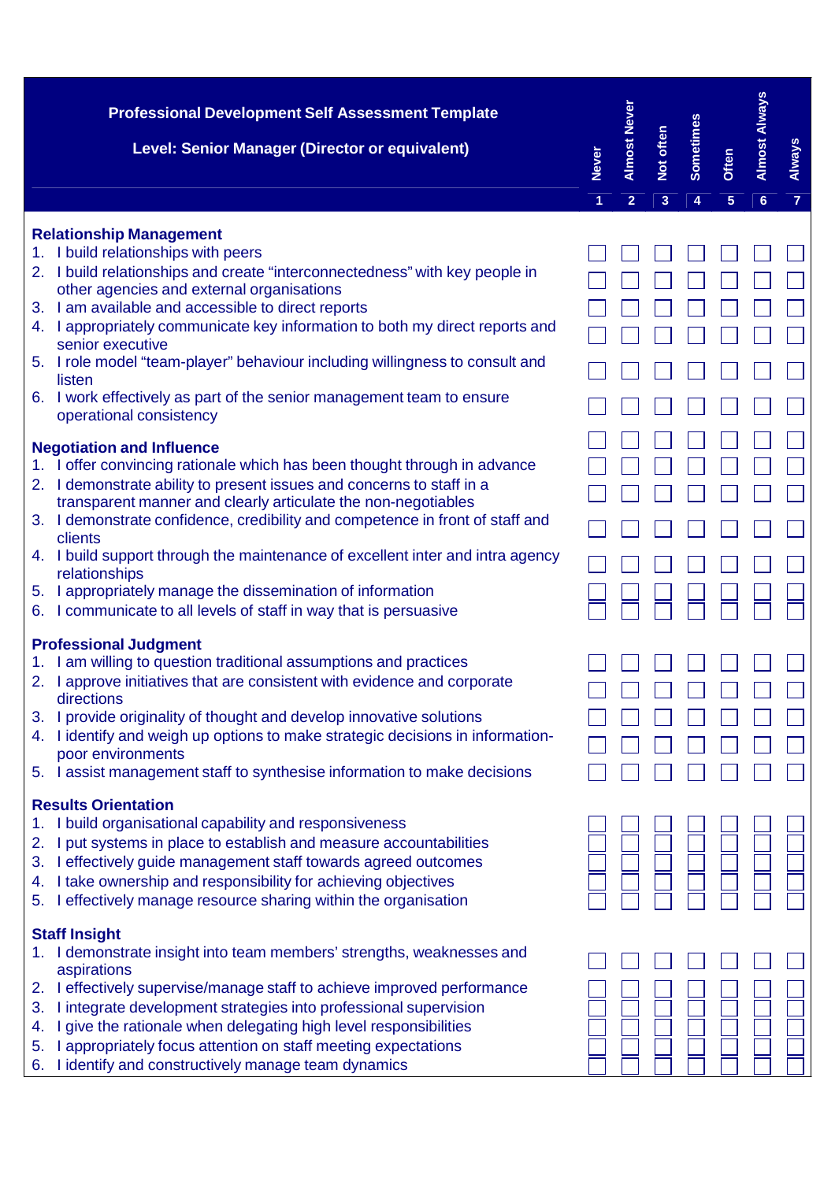| Professional Development Self Assessment Template<br><br>Level: Senior Manager (Director or equivalent) | Never | Almost Never | Not often | Sometimes | Often | Almost Always | Always |
|---|---|---|---|---|---|---|---|
| | 1 | 2 | 3 | 4 | 5 | 6 | 7 |
| **Relationship Management** | | | | | | | |
| 1. I build relationships with peers | ☐ | ☐ | ☐ | ☐ | ☐ | ☐ | ☐ |
| 2. I build relationships and create "interconnectedness" with key people in other agencies and external organisations | ☐ | ☐ | ☐ | ☐ | ☐ | ☐ | ☐ |
| 3. I am available and accessible to direct reports | ☐ | ☐ | ☐ | ☐ | ☐ | ☐ | ☐ |
| 4. I appropriately communicate key information to both my direct reports and senior executive | ☐ | ☐ | ☐ | ☐ | ☐ | ☐ | ☐ |
| 5. I role model "team-player" behaviour including willingness to consult and listen | ☐ | ☐ | ☐ | ☐ | ☐ | ☐ | ☐ |
| 6. I work effectively as part of the senior management team to ensure operational consistency | ☐ | ☐ | ☐ | ☐ | ☐ | ☐ | ☐ |
| **Negotiation and Influence** | | | | | | | |
| 1. I offer convincing rationale which has been thought through in advance | ☐ | ☐ | ☐ | ☐ | ☐ | ☐ | ☐ |
| 2. I demonstrate ability to present issues and concerns to staff in a transparent manner and clearly articulate the non-negotiables | ☐ | ☐ | ☐ | ☐ | ☐ | ☐ | ☐ |
| 3. I demonstrate confidence, credibility and competence in front of staff and clients | ☐ | ☐ | ☐ | ☐ | ☐ | ☐ | ☐ |
| 4. I build support through the maintenance of excellent inter and intra agency relationships | ☐ | ☐ | ☐ | ☐ | ☐ | ☐ | ☐ |
| 5. I appropriately manage the dissemination of information | ☐ | ☐ | ☐ | ☐ | ☐ | ☐ | ☐ |
| 6. I communicate to all levels of staff in way that is persuasive | ☐ | ☐ | ☐ | ☐ | ☐ | ☐ | ☐ |
| **Professional Judgment** | | | | | | | |
| 1. I am willing to question traditional assumptions and practices | ☐ | ☐ | ☐ | ☐ | ☐ | ☐ | ☐ |
| 2. I approve initiatives that are consistent with evidence and corporate directions | ☐ | ☐ | ☐ | ☐ | ☐ | ☐ | ☐ |
| 3. I provide originality of thought and develop innovative solutions | ☐ | ☐ | ☐ | ☐ | ☐ | ☐ | ☐ |
| 4. I identify and weigh up options to make strategic decisions in information-poor environments | ☐ | ☐ | ☐ | ☐ | ☐ | ☐ | ☐ |
| 5. I assist management staff to synthesise information to make decisions | ☐ | ☐ | ☐ | ☐ | ☐ | ☐ | ☐ |
| **Results Orientation** | | | | | | | |
| 1. I build organisational capability and responsiveness | ☐ | ☐ | ☐ | ☐ | ☐ | ☐ | ☐ |
| 2. I put systems in place to establish and measure accountabilities | ☐ | ☐ | ☐ | ☐ | ☐ | ☐ | ☐ |
| 3. I effectively guide management staff towards agreed outcomes | ☐ | ☐ | ☐ | ☐ | ☐ | ☐ | ☐ |
| 4. I take ownership and responsibility for achieving objectives | ☐ | ☐ | ☐ | ☐ | ☐ | ☐ | ☐ |
| 5. I effectively manage resource sharing within the organisation | ☐ | ☐ | ☐ | ☐ | ☐ | ☐ | ☐ |
| **Staff Insight** | | | | | | | |
| 1. I demonstrate insight into team members' strengths, weaknesses and aspirations | ☐ | ☐ | ☐ | ☐ | ☐ | ☐ | ☐ |
| 2. I effectively supervise/manage staff to achieve improved performance | ☐ | ☐ | ☐ | ☐ | ☐ | ☐ | ☐ |
| 3. I integrate development strategies into professional supervision | ☐ | ☐ | ☐ | ☐ | ☐ | ☐ | ☐ |
| 4. I give the rationale when delegating high level responsibilities | ☐ | ☐ | ☐ | ☐ | ☐ | ☐ | ☐ |
| 5. I appropriately focus attention on staff meeting expectations | ☐ | ☐ | ☐ | ☐ | ☐ | ☐ | ☐ |
| 6. I identify and constructively manage team dynamics | ☐ | ☐ | ☐ | ☐ | ☐ | ☐ | ☐ |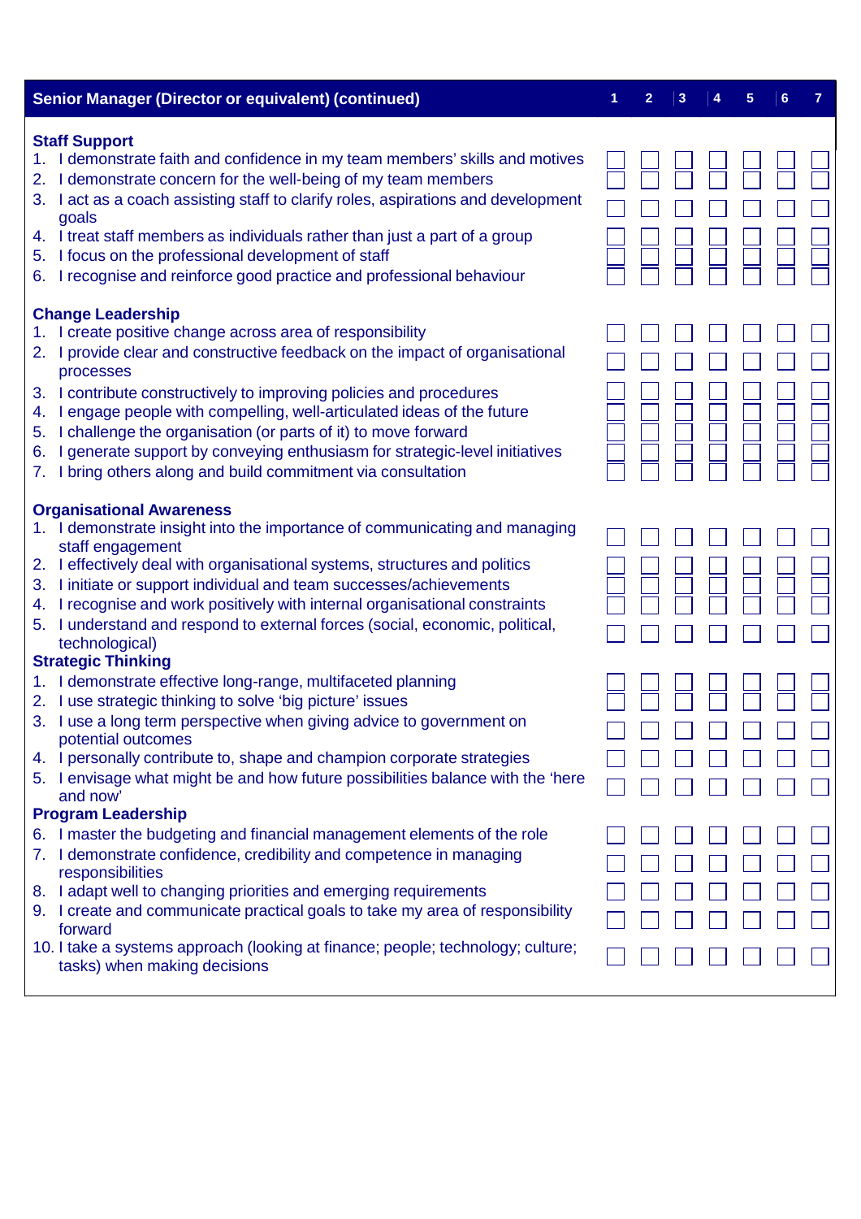| Senior Manager (Director or equivalent) (continued) | 1 | 2 | 3 | 4 | 5 | 6 | 7 |
|---|---|---|---|---|---|---|---|
| **Staff Support** | | | | | | | |
| 1. I demonstrate faith and confidence in my team members' skills and motives | ☐ | ☐ | ☐ | ☐ | ☐ | ☐ | ☐ |
| 2. I demonstrate concern for the well-being of my team members | ☐ | ☐ | ☐ | ☐ | ☐ | ☐ | ☐ |
| 3. I act as a coach assisting staff to clarify roles, aspirations and development goals | ☐ | ☐ | ☐ | ☐ | ☐ | ☐ | ☐ |
| 4. I treat staff members as individuals rather than just a part of a group | ☐ | ☐ | ☐ | ☐ | ☐ | ☐ | ☐ |
| 5. I focus on the professional development of staff | ☐ | ☐ | ☐ | ☐ | ☐ | ☐ | ☐ |
| 6. I recognise and reinforce good practice and professional behaviour | ☐ | ☐ | ☐ | ☐ | ☐ | ☐ | ☐ |
| **Change Leadership** | | | | | | | |
| 1. I create positive change across area of responsibility | ☐ | ☐ | ☐ | ☐ | ☐ | ☐ | ☐ |
| 2. I provide clear and constructive feedback on the impact of organisational processes | ☐ | ☐ | ☐ | ☐ | ☐ | ☐ | ☐ |
| 3. I contribute constructively to improving policies and procedures | ☐ | ☐ | ☐ | ☐ | ☐ | ☐ | ☐ |
| 4. I engage people with compelling, well-articulated ideas of the future | ☐ | ☐ | ☐ | ☐ | ☐ | ☐ | ☐ |
| 5. I challenge the organisation (or parts of it) to move forward | ☐ | ☐ | ☐ | ☐ | ☐ | ☐ | ☐ |
| 6. I generate support by conveying enthusiasm for strategic-level initiatives | ☐ | ☐ | ☐ | ☐ | ☐ | ☐ | ☐ |
| 7. I bring others along and build commitment via consultation | ☐ | ☐ | ☐ | ☐ | ☐ | ☐ | ☐ |
| **Organisational Awareness** | | | | | | | |
| 1. I demonstrate insight into the importance of communicating and managing staff engagement | ☐ | ☐ | ☐ | ☐ | ☐ | ☐ | ☐ |
| 2. I effectively deal with organisational systems, structures and politics | ☐ | ☐ | ☐ | ☐ | ☐ | ☐ | ☐ |
| 3. I initiate or support individual and team successes/achievements | ☐ | ☐ | ☐ | ☐ | ☐ | ☐ | ☐ |
| 4. I recognise and work positively with internal organisational constraints | ☐ | ☐ | ☐ | ☐ | ☐ | ☐ | ☐ |
| 5. I understand and respond to external forces (social, economic, political, technological) | ☐ | ☐ | ☐ | ☐ | ☐ | ☐ | ☐ |
| **Strategic Thinking** | | | | | | | |
| 1. I demonstrate effective long-range, multifaceted planning | ☐ | ☐ | ☐ | ☐ | ☐ | ☐ | ☐ |
| 2. I use strategic thinking to solve 'big picture' issues | ☐ | ☐ | ☐ | ☐ | ☐ | ☐ | ☐ |
| 3. I use a long term perspective when giving advice to government on potential outcomes | ☐ | ☐ | ☐ | ☐ | ☐ | ☐ | ☐ |
| 4. I personally contribute to, shape and champion corporate strategies | ☐ | ☐ | ☐ | ☐ | ☐ | ☐ | ☐ |
| 5. I envisage what might be and how future possibilities balance with the 'here and now' | ☐ | ☐ | ☐ | ☐ | ☐ | ☐ | ☐ |
| **Program Leadership** | | | | | | | |
| 6. I master the budgeting and financial management elements of the role | ☐ | ☐ | ☐ | ☐ | ☐ | ☐ | ☐ |
| 7. I demonstrate confidence, credibility and competence in managing responsibilities | ☐ | ☐ | ☐ | ☐ | ☐ | ☐ | ☐ |
| 8. I adapt well to changing priorities and emerging requirements | ☐ | ☐ | ☐ | ☐ | ☐ | ☐ | ☐ |
| 9. I create and communicate practical goals to take my area of responsibility forward | ☐ | ☐ | ☐ | ☐ | ☐ | ☐ | ☐ |
| 10. I take a systems approach (looking at finance; people; technology; culture; tasks) when making decisions | ☐ | ☐ | ☐ | ☐ | ☐ | ☐ | ☐ |